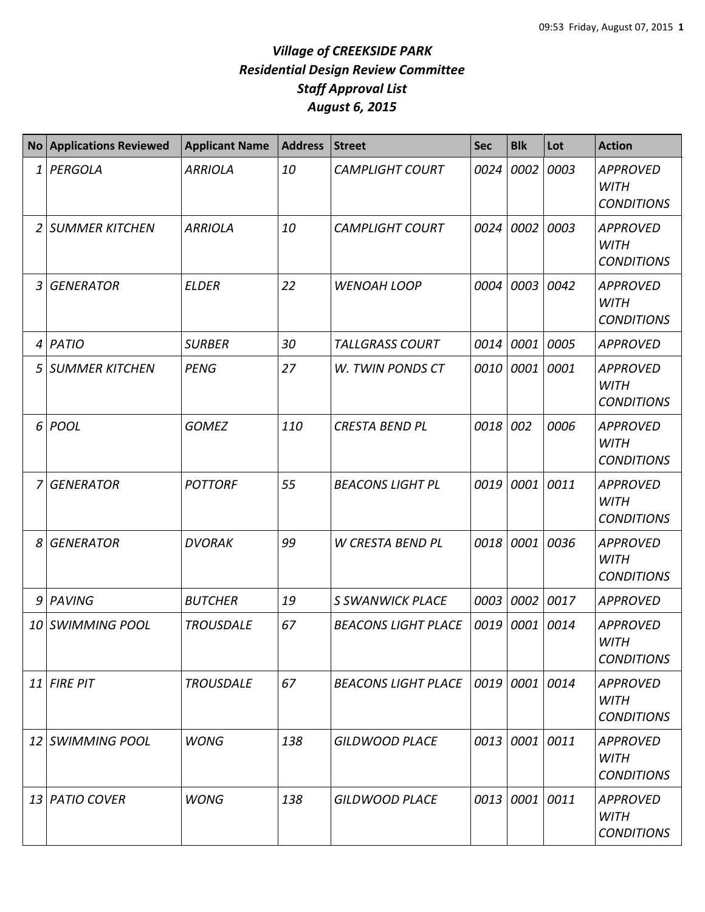# *Village of CREEKSIDE PARK*
## *Residential Design Review Committee*
## *Staff Approval List*
## *August 6, 2015*

| No | Applications Reviewed | Applicant Name | Address | Street | Sec | Blk | Lot | Action |
|---|---|---|---|---|---|---|---|---|
| 1 | PERGOLA | ARRIOLA | 10 | CAMPLIGHT COURT | 0024 | 0002 | 0003 | APPROVED WITH CONDITIONS |
| 2 | SUMMER KITCHEN | ARRIOLA | 10 | CAMPLIGHT COURT | 0024 | 0002 | 0003 | APPROVED WITH CONDITIONS |
| 3 | GENERATOR | ELDER | 22 | WENOAH LOOP | 0004 | 0003 | 0042 | APPROVED WITH CONDITIONS |
| 4 | PATIO | SURBER | 30 | TALLGRASS COURT | 0014 | 0001 | 0005 | APPROVED |
| 5 | SUMMER KITCHEN | PENG | 27 | W. TWIN PONDS CT | 0010 | 0001 | 0001 | APPROVED WITH CONDITIONS |
| 6 | POOL | GOMEZ | 110 | CRESTA BEND PL | 0018 | 002 | 0006 | APPROVED WITH CONDITIONS |
| 7 | GENERATOR | POTTORF | 55 | BEACONS LIGHT PL | 0019 | 0001 | 0011 | APPROVED WITH CONDITIONS |
| 8 | GENERATOR | DVORAK | 99 | W CRESTA BEND PL | 0018 | 0001 | 0036 | APPROVED WITH CONDITIONS |
| 9 | PAVING | BUTCHER | 19 | S SWANWICK PLACE | 0003 | 0002 | 0017 | APPROVED |
| 10 | SWIMMING POOL | TROUSDALE | 67 | BEACONS LIGHT PLACE | 0019 | 0001 | 0014 | APPROVED WITH CONDITIONS |
| 11 | FIRE PIT | TROUSDALE | 67 | BEACONS LIGHT PLACE | 0019 | 0001 | 0014 | APPROVED WITH CONDITIONS |
| 12 | SWIMMING POOL | WONG | 138 | GILDWOOD PLACE | 0013 | 0001 | 0011 | APPROVED WITH CONDITIONS |
| 13 | PATIO COVER | WONG | 138 | GILDWOOD PLACE | 0013 | 0001 | 0011 | APPROVED WITH CONDITIONS |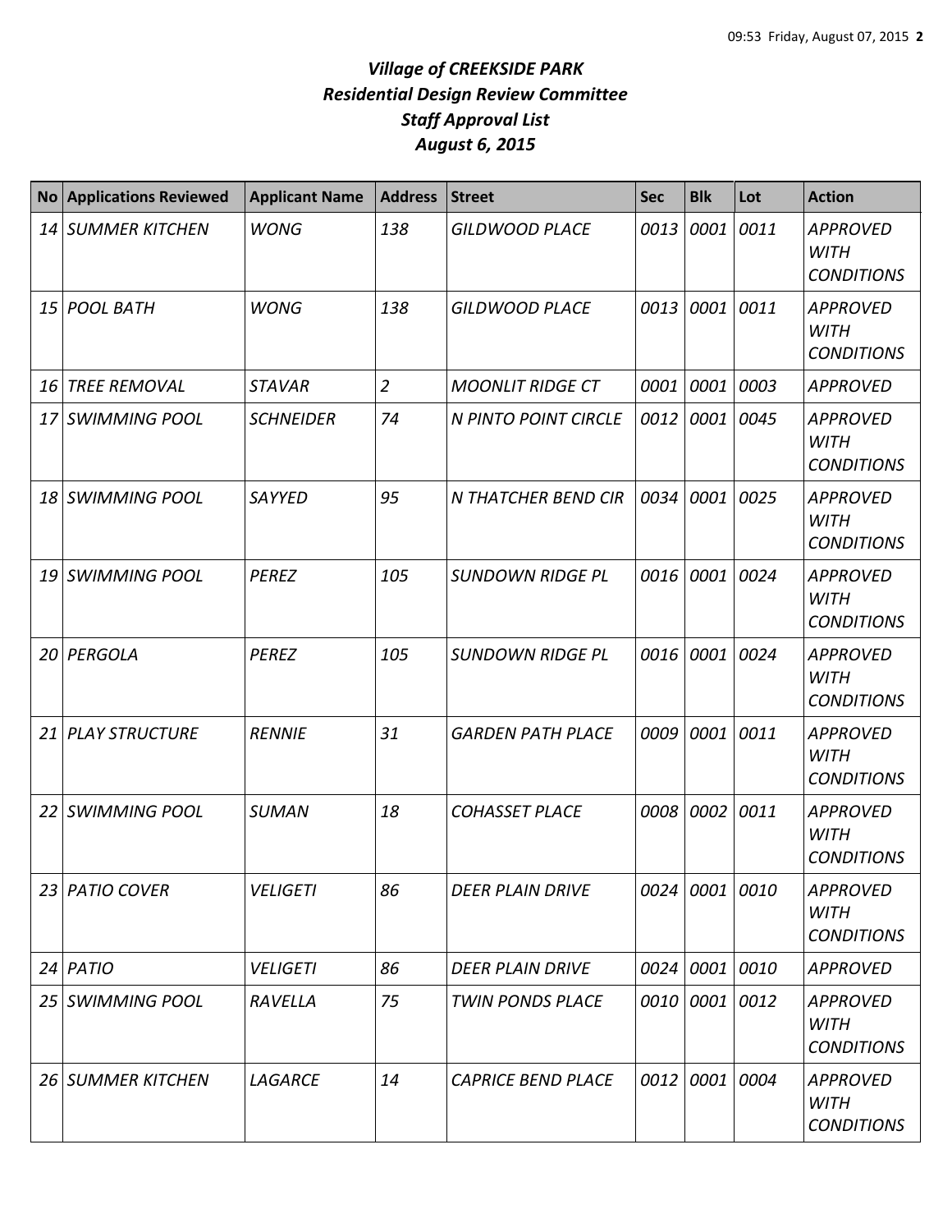# *Village of CREEKSIDE PARK*
# *Residential Design Review Committee*
# *Staff Approval List*
# *August 6, 2015*

| No | Applications Reviewed | Applicant Name | Address | Street | Sec | Blk | Lot | Action |
|---|---|---|---|---|---|---|---|---|
| *14* | *SUMMER KITCHEN* | *WONG* | *138* | *GILDWOOD PLACE* | *0013* | *0001* | *0011* | *APPROVED WITH CONDITIONS* |
| *15* | *POOL BATH* | *WONG* | *138* | *GILDWOOD PLACE* | *0013* | *0001* | *0011* | *APPROVED WITH CONDITIONS* |
| *16* | *TREE REMOVAL* | *STAVAR* | *2* | *MOONLIT RIDGE CT* | *0001* | *0001* | *0003* | *APPROVED* |
| *17* | *SWIMMING POOL* | *SCHNEIDER* | *74* | *N PINTO POINT CIRCLE* | *0012* | *0001* | *0045* | *APPROVED WITH CONDITIONS* |
| *18* | *SWIMMING POOL* | *SAYYED* | *95* | *N THATCHER BEND CIR* | *0034* | *0001* | *0025* | *APPROVED WITH CONDITIONS* |
| *19* | *SWIMMING POOL* | *PEREZ* | *105* | *SUNDOWN RIDGE PL* | *0016* | *0001* | *0024* | *APPROVED WITH CONDITIONS* |
| *20* | *PERGOLA* | *PEREZ* | *105* | *SUNDOWN RIDGE PL* | *0016* | *0001* | *0024* | *APPROVED WITH CONDITIONS* |
| *21* | *PLAY STRUCTURE* | *RENNIE* | *31* | *GARDEN PATH PLACE* | *0009* | *0001* | *0011* | *APPROVED WITH CONDITIONS* |
| *22* | *SWIMMING POOL* | *SUMAN* | *18* | *COHASSET PLACE* | *0008* | *0002* | *0011* | *APPROVED WITH CONDITIONS* |
| *23* | *PATIO COVER* | *VELIGETI* | *86* | *DEER PLAIN DRIVE* | *0024* | *0001* | *0010* | *APPROVED WITH CONDITIONS* |
| *24* | *PATIO* | *VELIGETI* | *86* | *DEER PLAIN DRIVE* | *0024* | *0001* | *0010* | *APPROVED* |
| *25* | *SWIMMING POOL* | *RAVELLA* | *75* | *TWIN PONDS PLACE* | *0010* | *0001* | *0012* | *APPROVED WITH CONDITIONS* |
| *26* | *SUMMER KITCHEN* | *LAGARCE* | *14* | *CAPRICE BEND PLACE* | *0012* | *0001* | *0004* | *APPROVED WITH CONDITIONS* |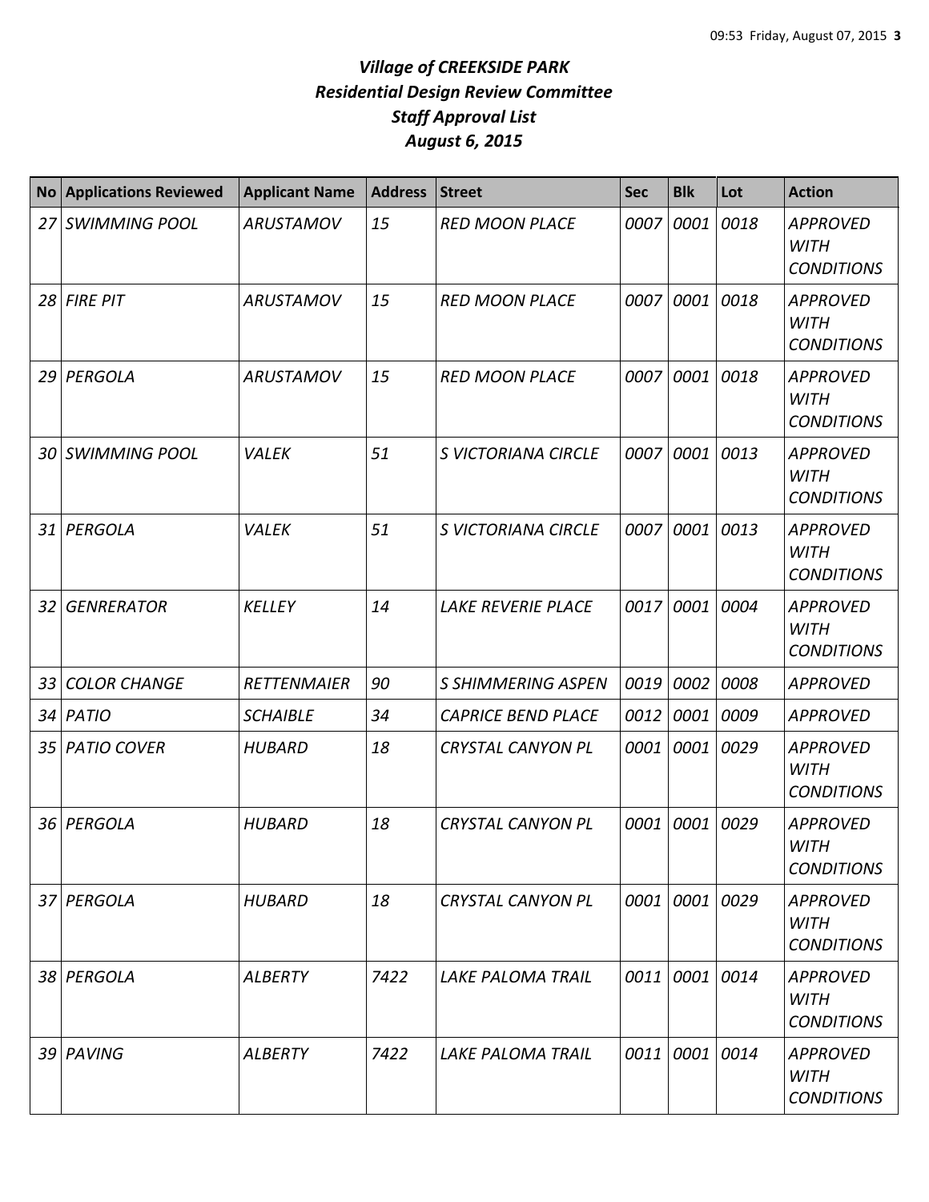# *Village of CREEKSIDE PARK*
## *Residential Design Review Committee*
## *Staff Approval List*
## *August 6, 2015*

| No | Applications Reviewed | Applicant Name | Address | Street | Sec | Blk | Lot | Action |
|---|---|---|---|---|---|---|---|---|
| 27 | SWIMMING POOL | ARUSTAMOV | 15 | RED MOON PLACE | 0007 | 0001 | 0018 | APPROVED WITH CONDITIONS |
| 28 | FIRE PIT | ARUSTAMOV | 15 | RED MOON PLACE | 0007 | 0001 | 0018 | APPROVED WITH CONDITIONS |
| 29 | PERGOLA | ARUSTAMOV | 15 | RED MOON PLACE | 0007 | 0001 | 0018 | APPROVED WITH CONDITIONS |
| 30 | SWIMMING POOL | VALEK | 51 | S VICTORIANA CIRCLE | 0007 | 0001 | 0013 | APPROVED WITH CONDITIONS |
| 31 | PERGOLA | VALEK | 51 | S VICTORIANA CIRCLE | 0007 | 0001 | 0013 | APPROVED WITH CONDITIONS |
| 32 | GENRERATOR | KELLEY | 14 | LAKE REVERIE PLACE | 0017 | 0001 | 0004 | APPROVED WITH CONDITIONS |
| 33 | COLOR CHANGE | RETTENMAIER | 90 | S SHIMMERING ASPEN | 0019 | 0002 | 0008 | APPROVED |
| 34 | PATIO | SCHAIBLE | 34 | CAPRICE BEND PLACE | 0012 | 0001 | 0009 | APPROVED |
| 35 | PATIO COVER | HUBARD | 18 | CRYSTAL CANYON PL | 0001 | 0001 | 0029 | APPROVED WITH CONDITIONS |
| 36 | PERGOLA | HUBARD | 18 | CRYSTAL CANYON PL | 0001 | 0001 | 0029 | APPROVED WITH CONDITIONS |
| 37 | PERGOLA | HUBARD | 18 | CRYSTAL CANYON PL | 0001 | 0001 | 0029 | APPROVED WITH CONDITIONS |
| 38 | PERGOLA | ALBERTY | 7422 | LAKE PALOMA TRAIL | 0011 | 0001 | 0014 | APPROVED WITH CONDITIONS |
| 39 | PAVING | ALBERTY | 7422 | LAKE PALOMA TRAIL | 0011 | 0001 | 0014 | APPROVED WITH CONDITIONS |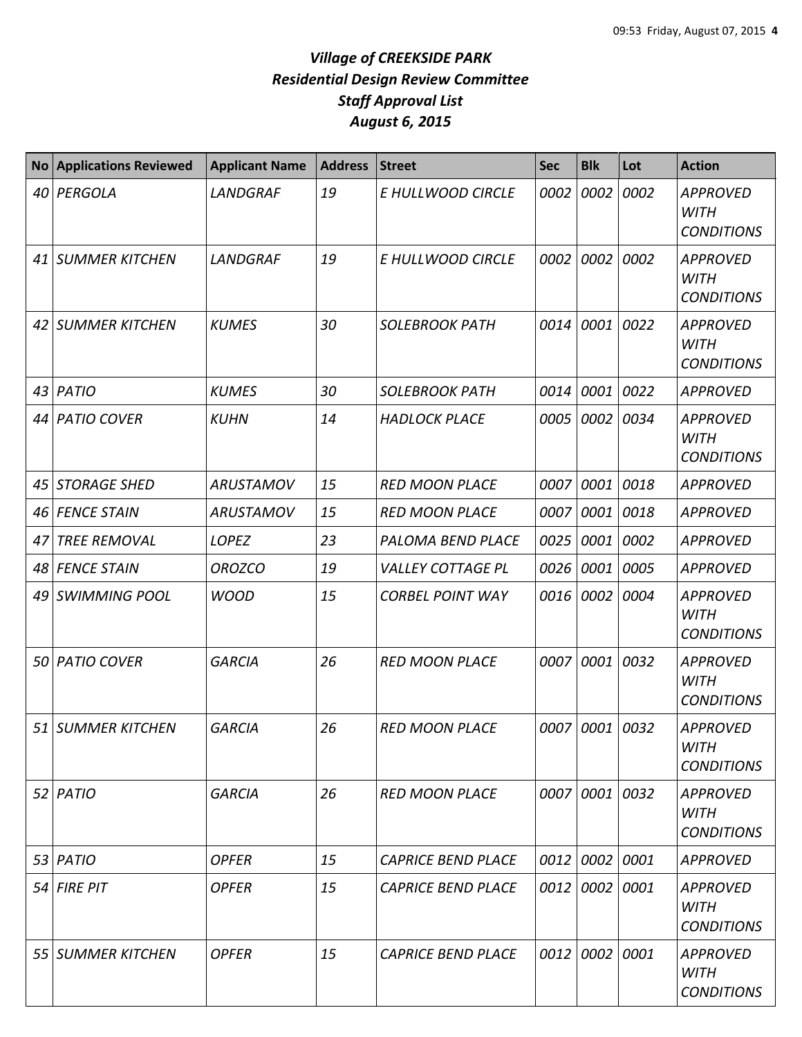# *Village of CREEKSIDE PARK*
## *Residential Design Review Committee*
## *Staff Approval List*
## *August 6, 2015*

| No | Applications Reviewed | Applicant Name | Address | Street | Sec | Blk | Lot | Action |
|---|---|---|---|---|---|---|---|---|
| 40 | PERGOLA | LANDGRAF | 19 | E HULLWOOD CIRCLE | 0002 | 0002 | 0002 | APPROVED WITH CONDITIONS |
| 41 | SUMMER KITCHEN | LANDGRAF | 19 | E HULLWOOD CIRCLE | 0002 | 0002 | 0002 | APPROVED WITH CONDITIONS |
| 42 | SUMMER KITCHEN | KUMES | 30 | SOLEBROOK PATH | 0014 | 0001 | 0022 | APPROVED WITH CONDITIONS |
| 43 | PATIO | KUMES | 30 | SOLEBROOK PATH | 0014 | 0001 | 0022 | APPROVED |
| 44 | PATIO COVER | KUHN | 14 | HADLOCK PLACE | 0005 | 0002 | 0034 | APPROVED WITH CONDITIONS |
| 45 | STORAGE SHED | ARUSTAMOV | 15 | RED MOON PLACE | 0007 | 0001 | 0018 | APPROVED |
| 46 | FENCE STAIN | ARUSTAMOV | 15 | RED MOON PLACE | 0007 | 0001 | 0018 | APPROVED |
| 47 | TREE REMOVAL | LOPEZ | 23 | PALOMA BEND PLACE | 0025 | 0001 | 0002 | APPROVED |
| 48 | FENCE STAIN | OROZCO | 19 | VALLEY COTTAGE PL | 0026 | 0001 | 0005 | APPROVED |
| 49 | SWIMMING POOL | WOOD | 15 | CORBEL POINT WAY | 0016 | 0002 | 0004 | APPROVED WITH CONDITIONS |
| 50 | PATIO COVER | GARCIA | 26 | RED MOON PLACE | 0007 | 0001 | 0032 | APPROVED WITH CONDITIONS |
| 51 | SUMMER KITCHEN | GARCIA | 26 | RED MOON PLACE | 0007 | 0001 | 0032 | APPROVED WITH CONDITIONS |
| 52 | PATIO | GARCIA | 26 | RED MOON PLACE | 0007 | 0001 | 0032 | APPROVED WITH CONDITIONS |
| 53 | PATIO | OPFER | 15 | CAPRICE BEND PLACE | 0012 | 0002 | 0001 | APPROVED |
| 54 | FIRE PIT | OPFER | 15 | CAPRICE BEND PLACE | 0012 | 0002 | 0001 | APPROVED WITH CONDITIONS |
| 55 | SUMMER KITCHEN | OPFER | 15 | CAPRICE BEND PLACE | 0012 | 0002 | 0001 | APPROVED WITH CONDITIONS |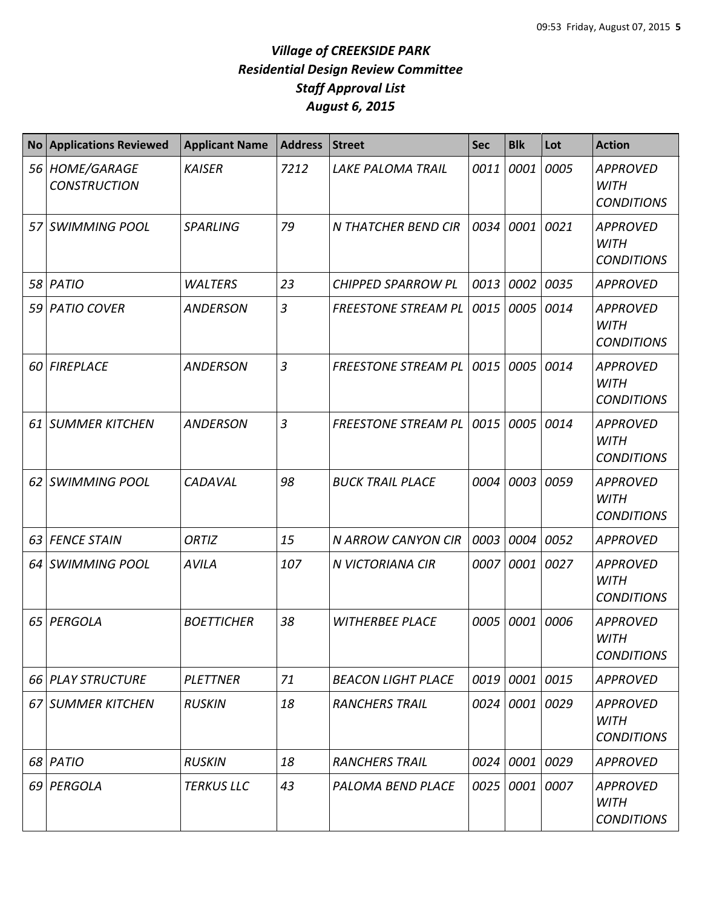# *Village of CREEKSIDE PARK*
## *Residential Design Review Committee*
## *Staff Approval List*
## *August 6, 2015*

| No | Applications Reviewed | Applicant Name | Address | Street | Sec | Blk | Lot | Action |
|---|---|---|---|---|---|---|---|---|
| 56 | HOME/GARAGE CONSTRUCTION | KAISER | 7212 | LAKE PALOMA TRAIL | 0011 | 0001 | 0005 | APPROVED WITH CONDITIONS |
| 57 | SWIMMING POOL | SPARLING | 79 | N THATCHER BEND CIR | 0034 | 0001 | 0021 | APPROVED WITH CONDITIONS |
| 58 | PATIO | WALTERS | 23 | CHIPPED SPARROW PL | 0013 | 0002 | 0035 | APPROVED |
| 59 | PATIO COVER | ANDERSON | 3 | FREESTONE STREAM PL | 0015 | 0005 | 0014 | APPROVED WITH CONDITIONS |
| 60 | FIREPLACE | ANDERSON | 3 | FREESTONE STREAM PL | 0015 | 0005 | 0014 | APPROVED WITH CONDITIONS |
| 61 | SUMMER KITCHEN | ANDERSON | 3 | FREESTONE STREAM PL | 0015 | 0005 | 0014 | APPROVED WITH CONDITIONS |
| 62 | SWIMMING POOL | CADAVAL | 98 | BUCK TRAIL PLACE | 0004 | 0003 | 0059 | APPROVED WITH CONDITIONS |
| 63 | FENCE STAIN | ORTIZ | 15 | N ARROW CANYON CIR | 0003 | 0004 | 0052 | APPROVED |
| 64 | SWIMMING POOL | AVILA | 107 | N VICTORIANA CIR | 0007 | 0001 | 0027 | APPROVED WITH CONDITIONS |
| 65 | PERGOLA | BOETTICHER | 38 | WITHERBEE PLACE | 0005 | 0001 | 0006 | APPROVED WITH CONDITIONS |
| 66 | PLAY STRUCTURE | PLETTNER | 71 | BEACON LIGHT PLACE | 0019 | 0001 | 0015 | APPROVED |
| 67 | SUMMER KITCHEN | RUSKIN | 18 | RANCHERS TRAIL | 0024 | 0001 | 0029 | APPROVED WITH CONDITIONS |
| 68 | PATIO | RUSKIN | 18 | RANCHERS TRAIL | 0024 | 0001 | 0029 | APPROVED |
| 69 | PERGOLA | TERKUS LLC | 43 | PALOMA BEND PLACE | 0025 | 0001 | 0007 | APPROVED WITH CONDITIONS |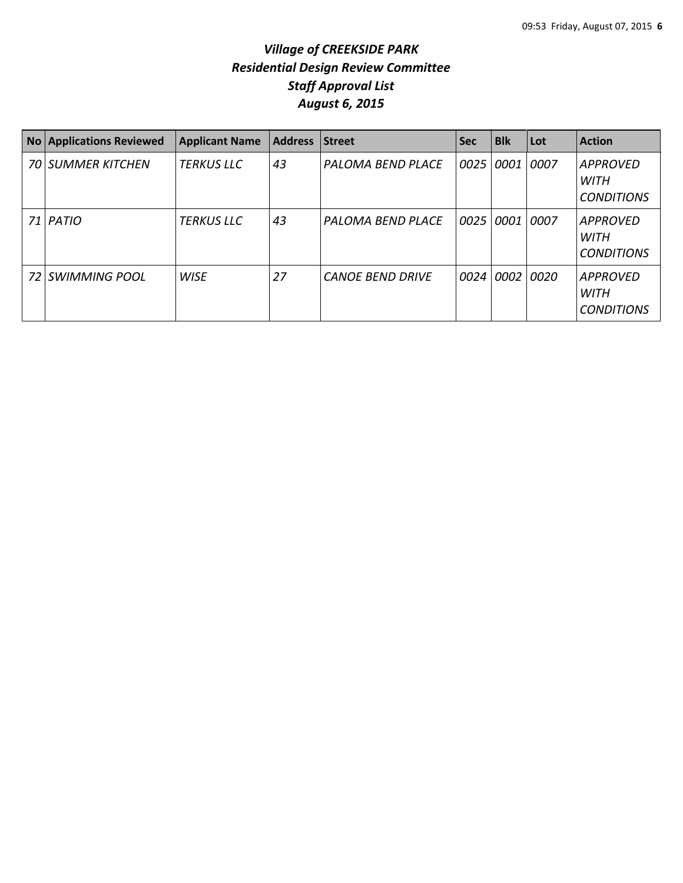# *Village of CREEKSIDE PARK*
# *Residential Design Review Committee*
# *Staff Approval List*
# *August 6, 2015*

| No | Applications Reviewed | Applicant Name | Address | Street | Sec | Blk | Lot | Action |
|---|---|---|---|---|---|---|---|---|
| *70* | *SUMMER KITCHEN* | *TERKUS LLC* | *43* | *PALOMA BEND PLACE* | *0025* | *0001* | *0007* | *APPROVED WITH CONDITIONS* |
| *71* | *PATIO* | *TERKUS LLC* | *43* | *PALOMA BEND PLACE* | *0025* | *0001* | *0007* | *APPROVED WITH CONDITIONS* |
| *72* | *SWIMMING POOL* | *WISE* | *27* | *CANOE BEND DRIVE* | *0024* | *0002* | *0020* | *APPROVED WITH CONDITIONS* |